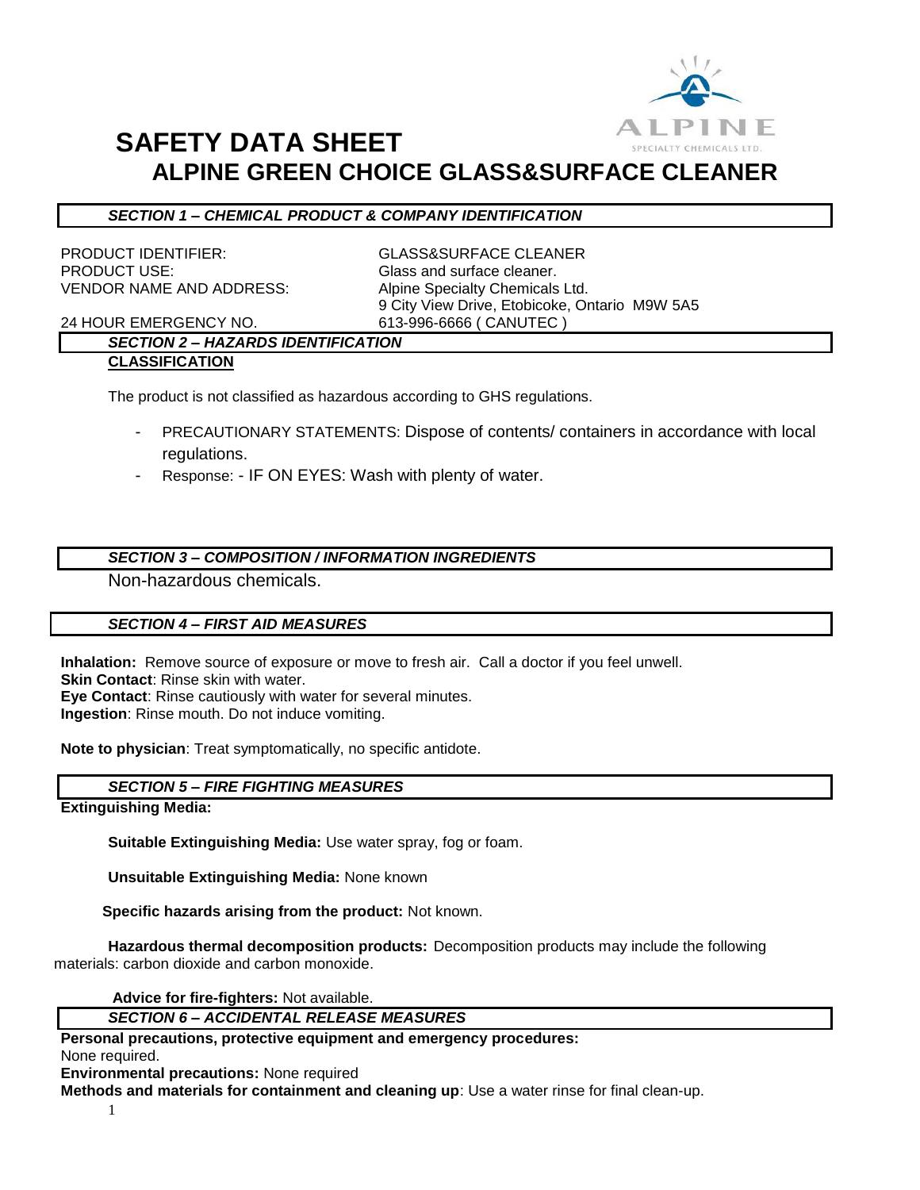# SAFETY DATA SHEET

## ALPINE GREEN CHOICE GLASS&SURFACE CLEANER

### *SECTION 1 – CHEMICAL PRODUCT & COMPANY IDENTIFICATION*

| | |
|---|---|
| PRODUCT IDENTIFIER: | GLASS&SURFACE CLEANER |
| PRODUCT USE: | Glass and surface cleaner. |
| VENDOR NAME AND ADDRESS: | Alpine Specialty Chemicals Ltd. 9 City View Drive, Etobicoke, Ontario M9W 5A5 |
| 24 HOUR EMERGENCY NO. | 613-996-6666 ( CANUTEC ) |

### *SECTION 2 – HAZARDS IDENTIFICATION*

**CLASSIFICATION**

The product is not classified as hazardous according to GHS regulations.

- PRECAUTIONARY STATEMENTS: Dispose of contents/ containers in accordance with local regulations.
- Response: - IF ON EYES: Wash with plenty of water.

### *SECTION 3 – COMPOSITION / INFORMATION INGREDIENTS*

Non-hazardous chemicals.

### *SECTION 4 – FIRST AID MEASURES*

**Inhalation:** Remove source of exposure or move to fresh air. Call a doctor if you feel unwell.
**Skin Contact**: Rinse skin with water.
**Eye Contact**: Rinse cautiously with water for several minutes.
**Ingestion**: Rinse mouth. Do not induce vomiting.

**Note to physician**: Treat symptomatically, no specific antidote.

### *SECTION 5 – FIRE FIGHTING MEASURES*

**Extinguishing Media:**

**Suitable Extinguishing Media:** Use water spray, fog or foam.

**Unsuitable Extinguishing Media:** None known

**Specific hazards arising from the product:** Not known.

**Hazardous thermal decomposition products:** Decomposition products may include the following materials: carbon dioxide and carbon monoxide.

**Advice for fire-fighters:** Not available.

### *SECTION 6 – ACCIDENTAL RELEASE MEASURES*

**Personal precautions, protective equipment and emergency procedures:**
None required.
**Environmental precautions:** None required
**Methods and materials for containment and cleaning up**: Use a water rinse for final clean-up.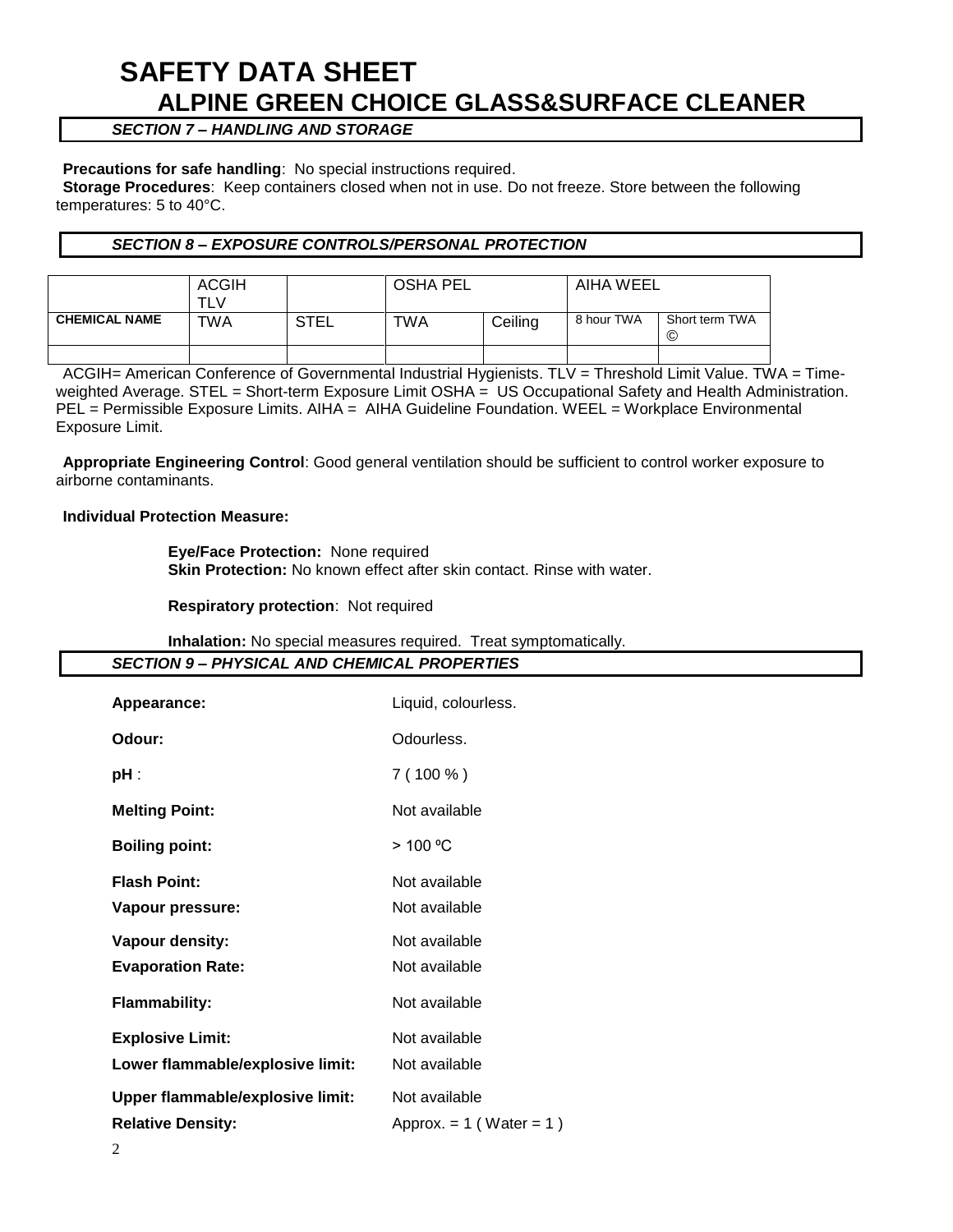# SAFETY DATA SHEET

## ALPINE GREEN CHOICE GLASS&SURFACE CLEANER

### *SECTION 7 – HANDLING AND STORAGE*

**Precautions for safe handling**: No special instructions required.
**Storage Procedures**: Keep containers closed when not in use. Do not freeze. Store between the following temperatures: 5 to 40°C.

### *SECTION 8 – EXPOSURE CONTROLS/PERSONAL PROTECTION*

| | ACGIH TLV | | OSHA PEL | | AIHA WEEL | |
|---|---|---|---|---|---|---|
| **CHEMICAL NAME** | TWA | STEL | TWA | Ceiling | 8 hour TWA | Short term TWA © |
| | | | | | | |

ACGIH= American Conference of Governmental Industrial Hygienists. TLV = Threshold Limit Value. TWA = Time-weighted Average. STEL = Short-term Exposure Limit OSHA = US Occupational Safety and Health Administration. PEL = Permissible Exposure Limits. AIHA = AIHA Guideline Foundation. WEEL = Workplace Environmental Exposure Limit.

**Appropriate Engineering Control**: Good general ventilation should be sufficient to control worker exposure to airborne contaminants.

**Individual Protection Measure:**

**Eye/Face Protection:** None required
**Skin Protection:** No known effect after skin contact. Rinse with water.

**Respiratory protection**: Not required

**Inhalation:** No special measures required. Treat symptomatically.

### *SECTION 9 – PHYSICAL AND CHEMICAL PROPERTIES*

**Appearance:** Liquid, colourless.

**Odour:** Odourless.

**pH** : 7 ( 100 % )

**Melting Point:** Not available

**Boiling point:** > 100 ºC

**Flash Point:** Not available

**Vapour pressure:** Not available

**Vapour density:** Not available

**Evaporation Rate:** Not available

**Flammability:** Not available

**Explosive Limit:** Not available

**Lower flammable/explosive limit:** Not available

**Upper flammable/explosive limit:** Not available

**Relative Density:** Approx. = 1 ( Water = 1 )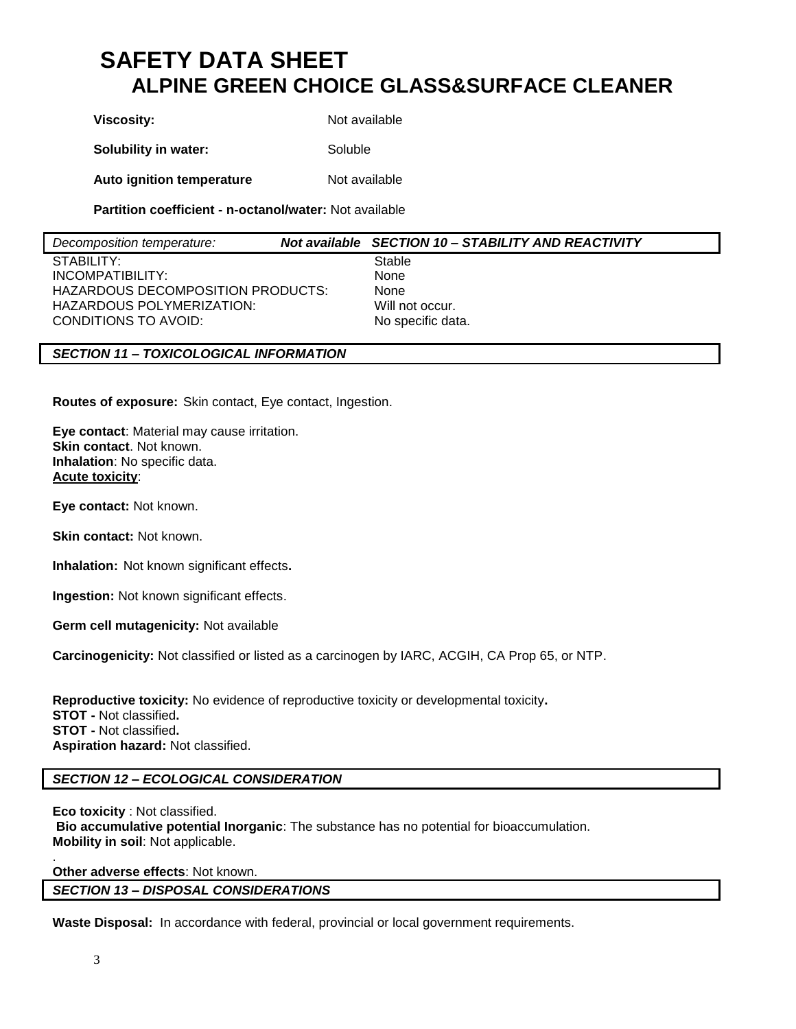# SAFETY DATA SHEET
## ALPINE GREEN CHOICE GLASS&SURFACE CLEANER

**Viscosity:** Not available

**Solubility in water:** Soluble

**Auto ignition temperature** Not available

**Partition coefficient - n-octanol/water:** Not available

*Decomposition temperature:* ***Not available***

## *SECTION 10 – STABILITY AND REACTIVITY*

| | |
|---|---|
| STABILITY: | Stable |
| INCOMPATIBILITY: | None |
| HAZARDOUS DECOMPOSITION PRODUCTS: | None |
| HAZARDOUS POLYMERIZATION: | Will not occur. |
| CONDITIONS TO AVOID: | No specific data. |

## *SECTION 11 – TOXICOLOGICAL INFORMATION*

**Routes of exposure:** Skin contact, Eye contact, Ingestion.

**Eye contact**: Material may cause irritation.
**Skin contact**. Not known.
**Inhalation**: No specific data.
**Acute toxicity**:

**Eye contact:** Not known.

**Skin contact:** Not known.

**Inhalation:** Not known significant effects**.**

**Ingestion:** Not known significant effects.

**Germ cell mutagenicity:** Not available

**Carcinogenicity:** Not classified or listed as a carcinogen by IARC, ACGIH, CA Prop 65, or NTP.

**Reproductive toxicity:** No evidence of reproductive toxicity or developmental toxicity**.**
**STOT -** Not classified**.**
**STOT -** Not classified**.**
**Aspiration hazard:** Not classified.

## *SECTION 12 – ECOLOGICAL CONSIDERATION*

**Eco toxicity** : Not classified.
**Bio accumulative potential Inorganic**: The substance has no potential for bioaccumulation.
**Mobility in soil**: Not applicable.

.
**Other adverse effects**: Not known.

## *SECTION 13 – DISPOSAL CONSIDERATIONS*

**Waste Disposal:** In accordance with federal, provincial or local government requirements.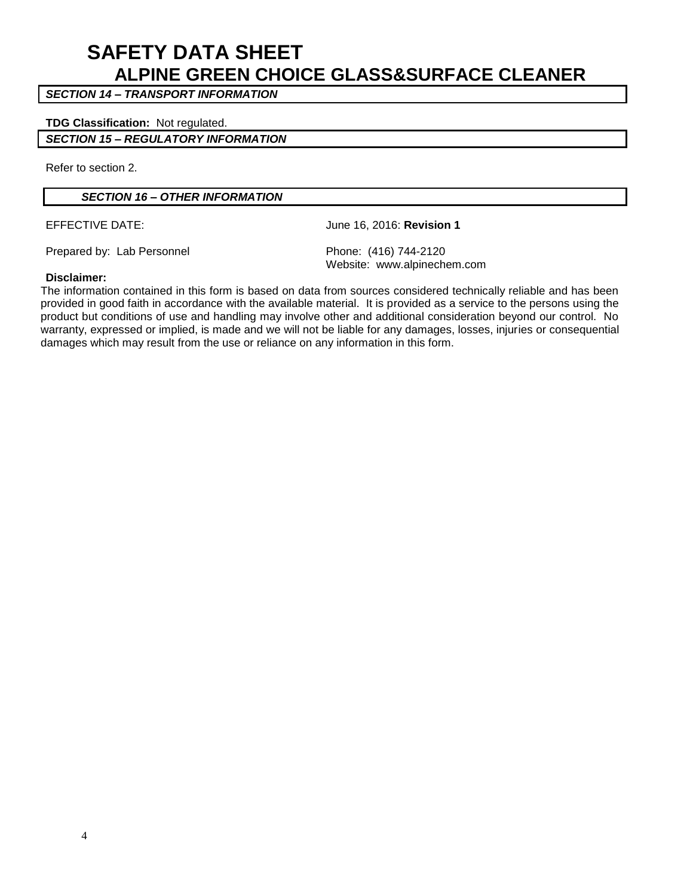# SAFETY DATA SHEET
## ALPINE GREEN CHOICE GLASS&SURFACE CLEANER

### *SECTION 14 – TRANSPORT INFORMATION*

**TDG Classification:** Not regulated.

### *SECTION 15 – REGULATORY INFORMATION*

Refer to section 2.

### *SECTION 16 – OTHER INFORMATION*

EFFECTIVE DATE: June 16, 2016: **Revision 1**

Prepared by: Lab Personnel

Phone: (416) 744-2120
Website: www.alpinechem.com

**Disclaimer:**

The information contained in this form is based on data from sources considered technically reliable and has been provided in good faith in accordance with the available material. It is provided as a service to the persons using the product but conditions of use and handling may involve other and additional consideration beyond our control. No warranty, expressed or implied, is made and we will not be liable for any damages, losses, injuries or consequential damages which may result from the use or reliance on any information in this form.